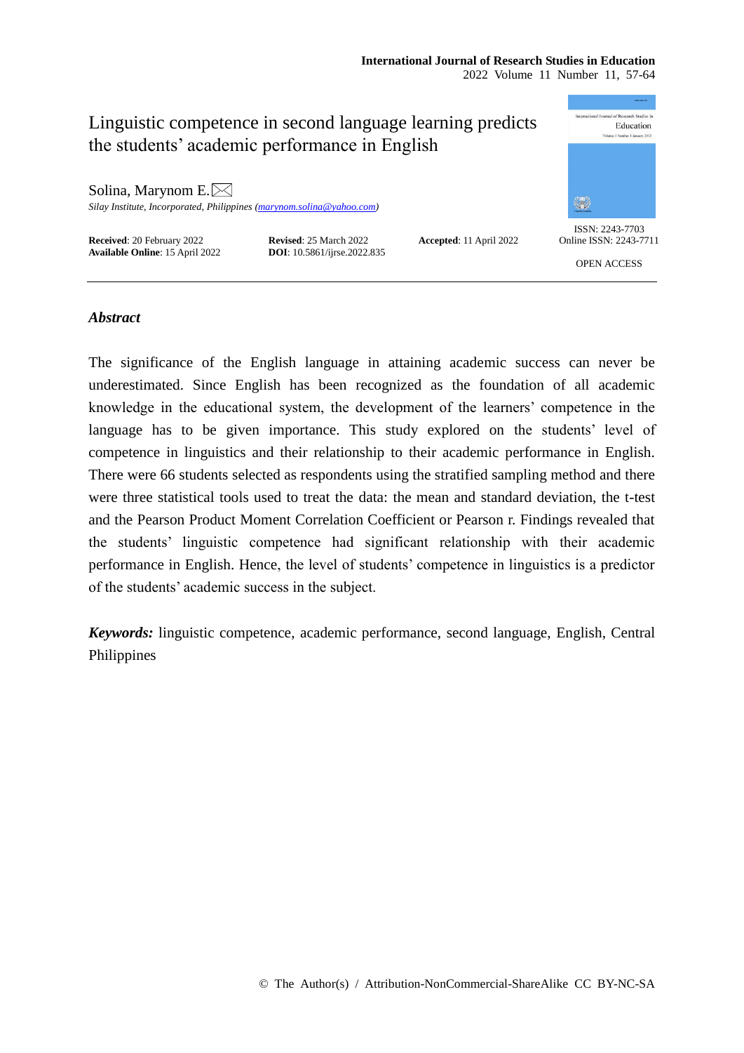# Linguistic competence in second language learning predicts the students' academic performance in English

Solina, Marynom E.

*Silay Institute, Incorporated, Philippines (marynom.solina@yahoo.com)*

**Received**: 20 February 2022 **Revised**: 25 March 2022 **Accepted**: 11 April 2022
**Available Online**: 15 April 2022 **DOI**: 10.5861/ijrse.2022.835

ISSN: 2243-7703
Online ISSN: 2243-7711

OPEN ACCESS

## *Abstract*

The significance of the English language in attaining academic success can never be underestimated. Since English has been recognized as the foundation of all academic knowledge in the educational system, the development of the learners' competence in the language has to be given importance. This study explored on the students' level of competence in linguistics and their relationship to their academic performance in English. There were 66 students selected as respondents using the stratified sampling method and there were three statistical tools used to treat the data: the mean and standard deviation, the t-test and the Pearson Product Moment Correlation Coefficient or Pearson r. Findings revealed that the students' linguistic competence had significant relationship with their academic performance in English. Hence, the level of students' competence in linguistics is a predictor of the students' academic success in the subject.

***Keywords:*** linguistic competence, academic performance, second language, English, Central Philippines

© The Author(s) / Attribution-NonCommercial-ShareAlike CC BY-NC-SA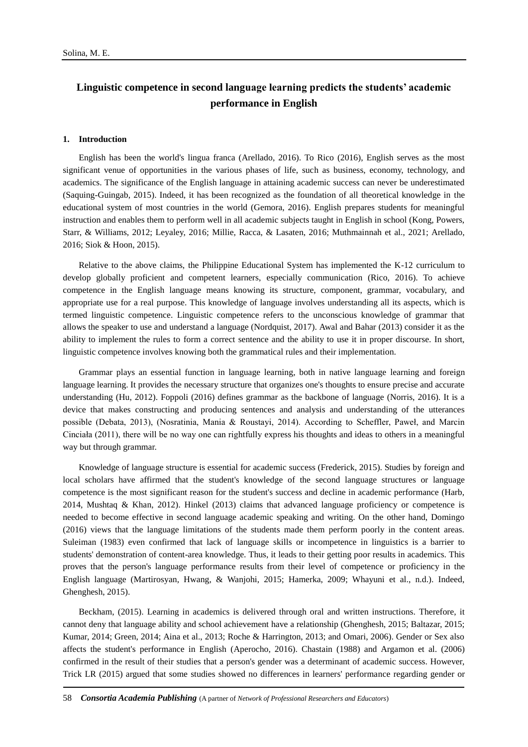## Linguistic competence in second language learning predicts the students' academic performance in English

### 1. Introduction

English has been the world's lingua franca (Arellado, 2016). To Rico (2016), English serves as the most significant venue of opportunities in the various phases of life, such as business, economy, technology, and academics. The significance of the English language in attaining academic success can never be underestimated (Saquing-Guingab, 2015). Indeed, it has been recognized as the foundation of all theoretical knowledge in the educational system of most countries in the world (Gemora, 2016). English prepares students for meaningful instruction and enables them to perform well in all academic subjects taught in English in school (Kong, Powers, Starr, & Williams, 2012; Leyaley, 2016; Millie, Racca, & Lasaten, 2016; Muthmainnah et al., 2021; Arellado, 2016; Siok & Hoon, 2015).

Relative to the above claims, the Philippine Educational System has implemented the K-12 curriculum to develop globally proficient and competent learners, especially communication (Rico, 2016). To achieve competence in the English language means knowing its structure, component, grammar, vocabulary, and appropriate use for a real purpose. This knowledge of language involves understanding all its aspects, which is termed linguistic competence. Linguistic competence refers to the unconscious knowledge of grammar that allows the speaker to use and understand a language (Nordquist, 2017). Awal and Bahar (2013) consider it as the ability to implement the rules to form a correct sentence and the ability to use it in proper discourse. In short, linguistic competence involves knowing both the grammatical rules and their implementation.

Grammar plays an essential function in language learning, both in native language learning and foreign language learning. It provides the necessary structure that organizes one's thoughts to ensure precise and accurate understanding (Hu, 2012). Foppoli (2016) defines grammar as the backbone of language (Norris, 2016). It is a device that makes constructing and producing sentences and analysis and understanding of the utterances possible (Debata, 2013), (Nosratinia, Mania & Roustayi, 2014). According to Scheffler, Paweł, and Marcin Cinciała (2011), there will be no way one can rightfully express his thoughts and ideas to others in a meaningful way but through grammar.

Knowledge of language structure is essential for academic success (Frederick, 2015). Studies by foreign and local scholars have affirmed that the student's knowledge of the second language structures or language competence is the most significant reason for the student's success and decline in academic performance (Harb, 2014, Mushtaq & Khan, 2012). Hinkel (2013) claims that advanced language proficiency or competence is needed to become effective in second language academic speaking and writing. On the other hand, Domingo (2016) views that the language limitations of the students made them perform poorly in the content areas. Suleiman (1983) even confirmed that lack of language skills or incompetence in linguistics is a barrier to students' demonstration of content-area knowledge. Thus, it leads to their getting poor results in academics. This proves that the person's language performance results from their level of competence or proficiency in the English language (Martirosyan, Hwang, & Wanjohi, 2015; Hamerka, 2009; Whayuni et al., n.d.). Indeed, Ghenghesh, 2015).

Beckham, (2015). Learning in academics is delivered through oral and written instructions. Therefore, it cannot deny that language ability and school achievement have a relationship (Ghenghesh, 2015; Baltazar, 2015; Kumar, 2014; Green, 2014; Aina et al., 2013; Roche & Harrington, 2013; and Omari, 2006). Gender or Sex also affects the student's performance in English (Aperocho, 2016). Chastain (1988) and Argamon et al. (2006) confirmed in the result of their studies that a person's gender was a determinant of academic success. However, Trick LR (2015) argued that some studies showed no differences in learners' performance regarding gender or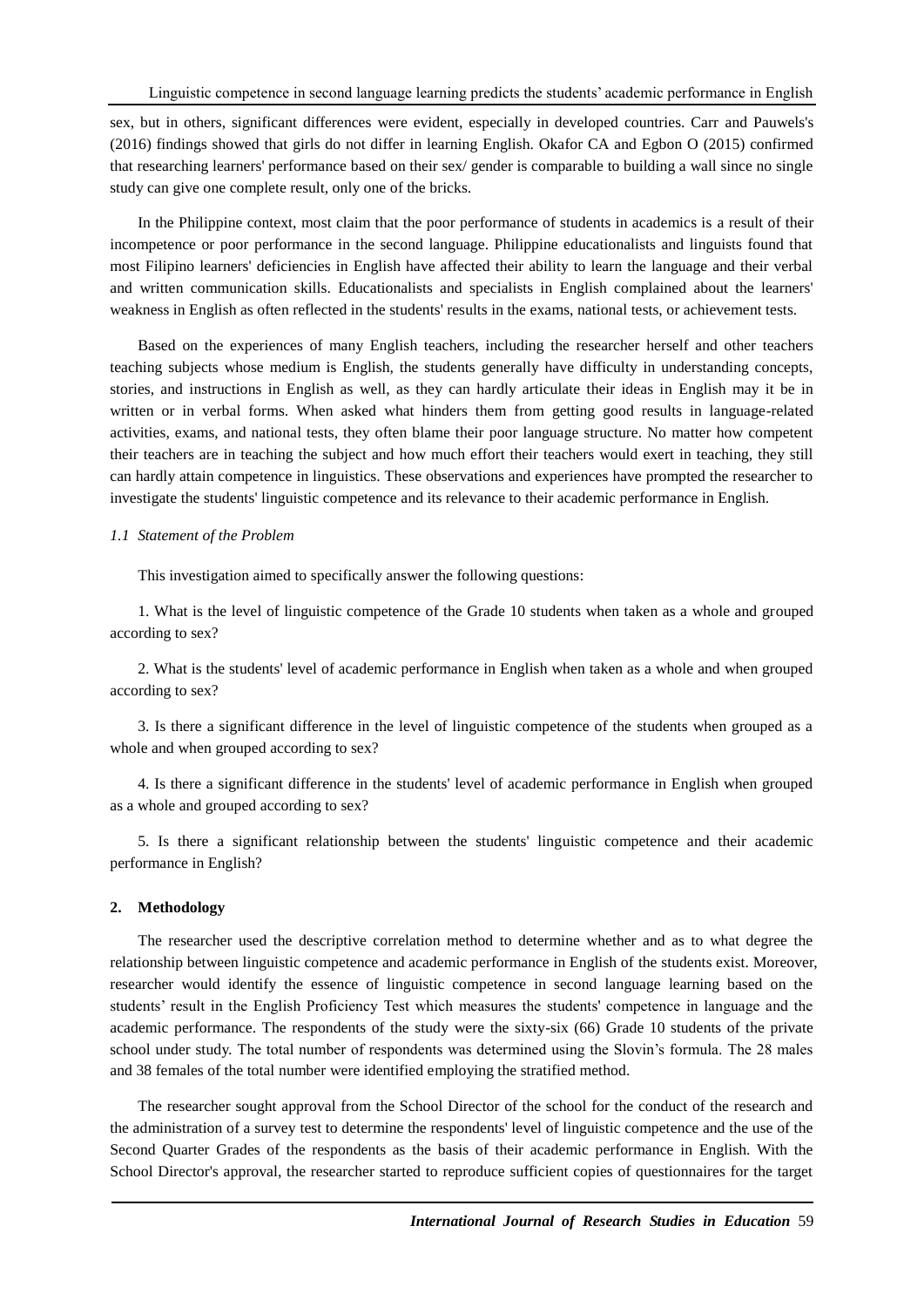sex, but in others, significant differences were evident, especially in developed countries. Carr and Pauwels's (2016) findings showed that girls do not differ in learning English. Okafor CA and Egbon O (2015) confirmed that researching learners' performance based on their sex/ gender is comparable to building a wall since no single study can give one complete result, only one of the bricks.

In the Philippine context, most claim that the poor performance of students in academics is a result of their incompetence or poor performance in the second language. Philippine educationalists and linguists found that most Filipino learners' deficiencies in English have affected their ability to learn the language and their verbal and written communication skills. Educationalists and specialists in English complained about the learners' weakness in English as often reflected in the students' results in the exams, national tests, or achievement tests.

Based on the experiences of many English teachers, including the researcher herself and other teachers teaching subjects whose medium is English, the students generally have difficulty in understanding concepts, stories, and instructions in English as well, as they can hardly articulate their ideas in English may it be in written or in verbal forms. When asked what hinders them from getting good results in language-related activities, exams, and national tests, they often blame their poor language structure. No matter how competent their teachers are in teaching the subject and how much effort their teachers would exert in teaching, they still can hardly attain competence in linguistics. These observations and experiences have prompted the researcher to investigate the students' linguistic competence and its relevance to their academic performance in English.

### *1.1 Statement of the Problem*

This investigation aimed to specifically answer the following questions:

1. What is the level of linguistic competence of the Grade 10 students when taken as a whole and grouped according to sex?

2. What is the students' level of academic performance in English when taken as a whole and when grouped according to sex?

3. Is there a significant difference in the level of linguistic competence of the students when grouped as a whole and when grouped according to sex?

4. Is there a significant difference in the students' level of academic performance in English when grouped as a whole and grouped according to sex?

5. Is there a significant relationship between the students' linguistic competence and their academic performance in English?

## **2. Methodology**

The researcher used the descriptive correlation method to determine whether and as to what degree the relationship between linguistic competence and academic performance in English of the students exist. Moreover, researcher would identify the essence of linguistic competence in second language learning based on the students' result in the English Proficiency Test which measures the students' competence in language and the academic performance. The respondents of the study were the sixty-six (66) Grade 10 students of the private school under study. The total number of respondents was determined using the Slovin's formula. The 28 males and 38 females of the total number were identified employing the stratified method.

The researcher sought approval from the School Director of the school for the conduct of the research and the administration of a survey test to determine the respondents' level of linguistic competence and the use of the Second Quarter Grades of the respondents as the basis of their academic performance in English. With the School Director's approval, the researcher started to reproduce sufficient copies of questionnaires for the target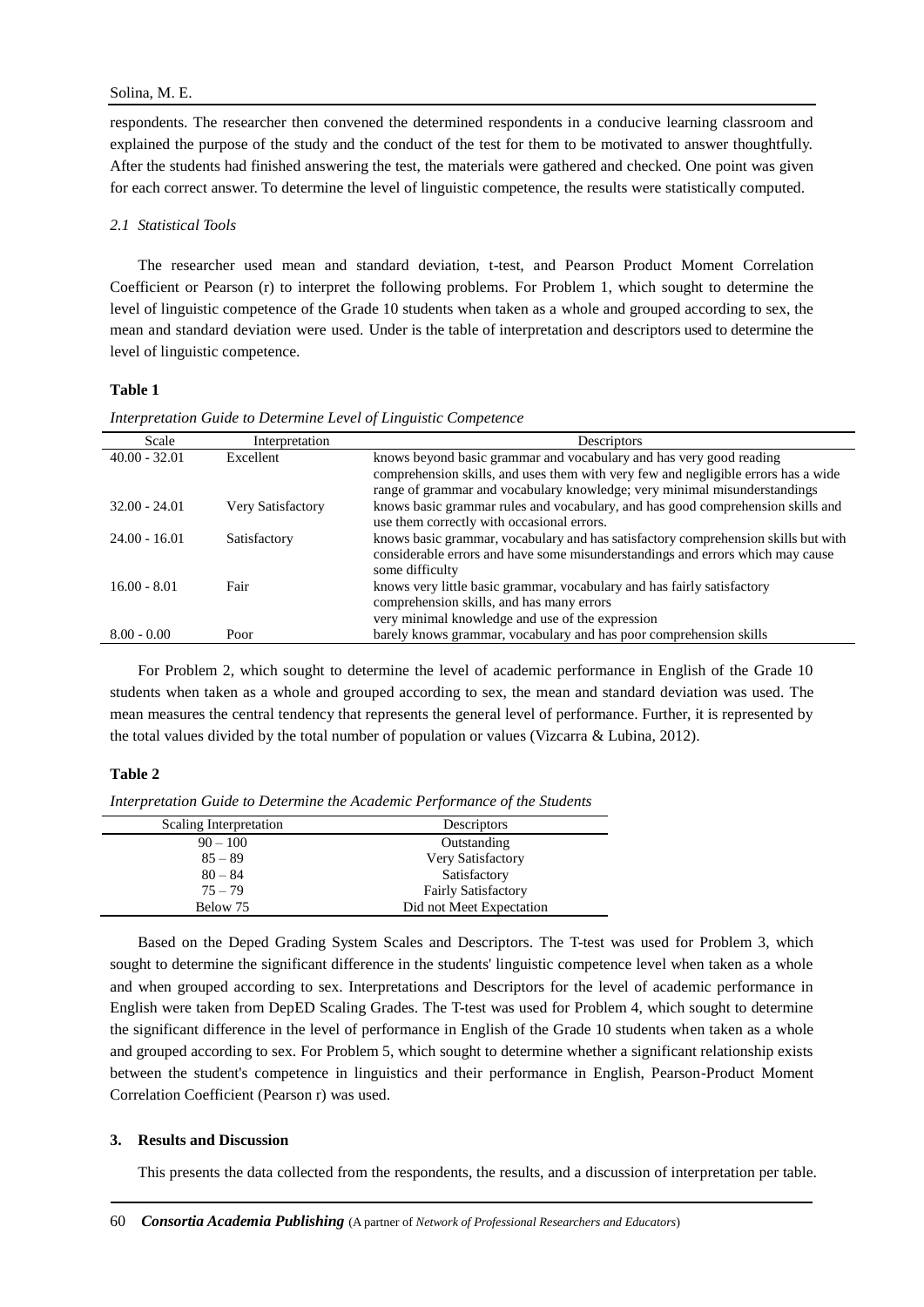respondents. The researcher then convened the determined respondents in a conducive learning classroom and explained the purpose of the study and the conduct of the test for them to be motivated to answer thoughtfully. After the students had finished answering the test, the materials were gathered and checked. One point was given for each correct answer. To determine the level of linguistic competence, the results were statistically computed.

### *2.1 Statistical Tools*

The researcher used mean and standard deviation, t-test, and Pearson Product Moment Correlation Coefficient or Pearson (r) to interpret the following problems. For Problem 1, which sought to determine the level of linguistic competence of the Grade 10 students when taken as a whole and grouped according to sex, the mean and standard deviation were used. Under is the table of interpretation and descriptors used to determine the level of linguistic competence.

**Table 1**

*Interpretation Guide to Determine Level of Linguistic Competence*

| Scale | Interpretation | Descriptors |
|---|---|---|
| 40.00 - 32.01 | Excellent | knows beyond basic grammar and vocabulary and has very good reading comprehension skills, and uses them with very few and negligible errors has a wide range of grammar and vocabulary knowledge; very minimal misunderstandings |
| 32.00 - 24.01 | Very Satisfactory | knows basic grammar rules and vocabulary, and has good comprehension skills and use them correctly with occasional errors. |
| 24.00 - 16.01 | Satisfactory | knows basic grammar, vocabulary and has satisfactory comprehension skills but with considerable errors and have some misunderstandings and errors which may cause some difficulty |
| 16.00 - 8.01 | Fair | knows very little basic grammar, vocabulary and has fairly satisfactory comprehension skills, and has many errors very minimal knowledge and use of the expression |
| 8.00 - 0.00 | Poor | barely knows grammar, vocabulary and has poor comprehension skills |

For Problem 2, which sought to determine the level of academic performance in English of the Grade 10 students when taken as a whole and grouped according to sex, the mean and standard deviation was used. The mean measures the central tendency that represents the general level of performance. Further, it is represented by the total values divided by the total number of population or values (Vizcarra & Lubina, 2012).

**Table 2**

*Interpretation Guide to Determine the Academic Performance of the Students*

| Scaling Interpretation | Descriptors |
|---|---|
| 90 – 100 | Outstanding |
| 85 – 89 | Very Satisfactory |
| 80 – 84 | Satisfactory |
| 75 – 79 | Fairly Satisfactory |
| Below 75 | Did not Meet Expectation |

Based on the Deped Grading System Scales and Descriptors. The T-test was used for Problem 3, which sought to determine the significant difference in the students' linguistic competence level when taken as a whole and when grouped according to sex. Interpretations and Descriptors for the level of academic performance in English were taken from DepED Scaling Grades. The T-test was used for Problem 4, which sought to determine the significant difference in the level of performance in English of the Grade 10 students when taken as a whole and grouped according to sex. For Problem 5, which sought to determine whether a significant relationship exists between the student's competence in linguistics and their performance in English, Pearson-Product Moment Correlation Coefficient (Pearson r) was used.

## 3. Results and Discussion

This presents the data collected from the respondents, the results, and a discussion of interpretation per table.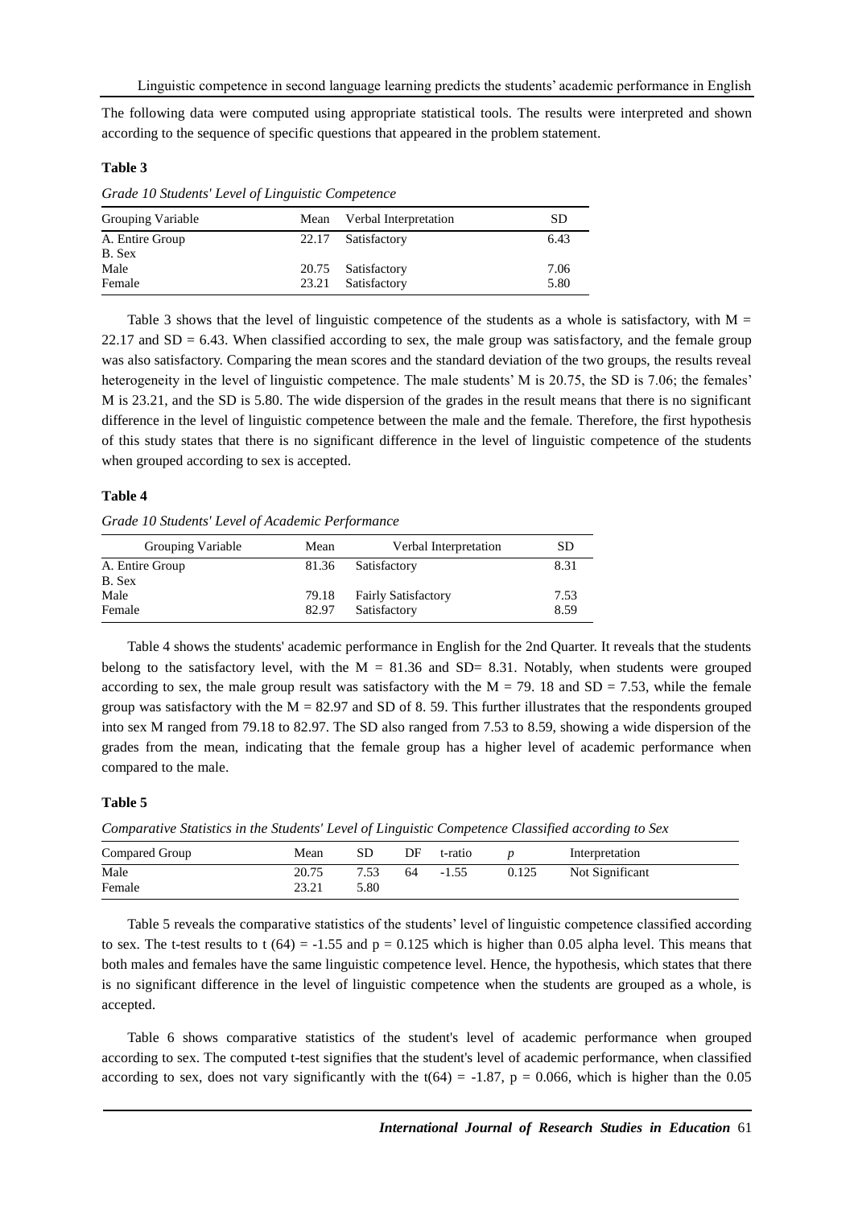The following data were computed using appropriate statistical tools. The results were interpreted and shown according to the sequence of specific questions that appeared in the problem statement.

**Table 3**

*Grade 10 Students' Level of Linguistic Competence*

| Grouping Variable | Mean | Verbal Interpretation | SD |
|---|---|---|---|
| A. Entire Group | 22.17 | Satisfactory | 6.43 |
| B. Sex | | | |
| Male | 20.75 | Satisfactory | 7.06 |
| Female | 23.21 | Satisfactory | 5.80 |

Table 3 shows that the level of linguistic competence of the students as a whole is satisfactory, with M = 22.17 and SD = 6.43. When classified according to sex, the male group was satisfactory, and the female group was also satisfactory. Comparing the mean scores and the standard deviation of the two groups, the results reveal heterogeneity in the level of linguistic competence. The male students' M is 20.75, the SD is 7.06; the females' M is 23.21, and the SD is 5.80. The wide dispersion of the grades in the result means that there is no significant difference in the level of linguistic competence between the male and the female. Therefore, the first hypothesis of this study states that there is no significant difference in the level of linguistic competence of the students when grouped according to sex is accepted.

**Table 4**

*Grade 10 Students' Level of Academic Performance*

| Grouping Variable | Mean | Verbal Interpretation | SD |
|---|---|---|---|
| A. Entire Group | 81.36 | Satisfactory | 8.31 |
| B. Sex | | | |
| Male | 79.18 | Fairly Satisfactory | 7.53 |
| Female | 82.97 | Satisfactory | 8.59 |

Table 4 shows the students' academic performance in English for the 2nd Quarter. It reveals that the students belong to the satisfactory level, with the M = 81.36 and SD= 8.31. Notably, when students were grouped according to sex, the male group result was satisfactory with the M = 79. 18 and SD = 7.53, while the female group was satisfactory with the M = 82.97 and SD of 8. 59. This further illustrates that the respondents grouped into sex M ranged from 79.18 to 82.97. The SD also ranged from 7.53 to 8.59, showing a wide dispersion of the grades from the mean, indicating that the female group has a higher level of academic performance when compared to the male.

**Table 5**

*Comparative Statistics in the Students' Level of Linguistic Competence Classified according to Sex*

| Compared Group | Mean | SD | DF | t-ratio | *p* | Interpretation |
|---|---|---|---|---|---|---|
| Male | 20.75 | 7.53 | 64 | -1.55 | 0.125 | Not Significant |
| Female | 23.21 | 5.80 | | | | |

Table 5 reveals the comparative statistics of the students' level of linguistic competence classified according to sex. The t-test results to $t\ (64) = -1.55$ and $p = 0.125$ which is higher than 0.05 alpha level. This means that both males and females have the same linguistic competence level. Hence, the hypothesis, which states that there is no significant difference in the level of linguistic competence when the students are grouped as a whole, is accepted.

Table 6 shows comparative statistics of the student's level of academic performance when grouped according to sex. The computed t-test signifies that the student's level of academic performance, when classified according to sex, does not vary significantly with the $t(64) = -1.87$, $p = 0.066$, which is higher than the 0.05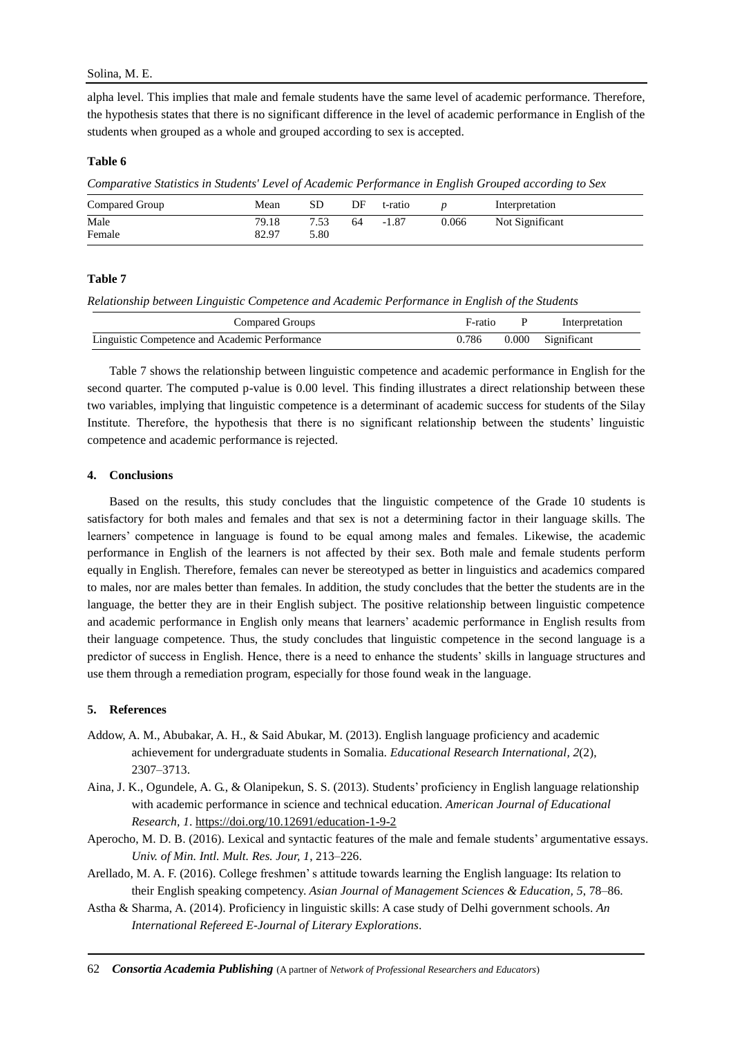alpha level. This implies that male and female students have the same level of academic performance. Therefore, the hypothesis states that there is no significant difference in the level of academic performance in English of the students when grouped as a whole and grouped according to sex is accepted.

**Table 6**

*Comparative Statistics in Students' Level of Academic Performance in English Grouped according to Sex*

| Compared Group | Mean | SD | DF | t-ratio | *p* | Interpretation |
|---|---|---|---|---|---|---|
| Male | 79.18 | 7.53 | 64 | -1.87 | 0.066 | Not Significant |
| Female | 82.97 | 5.80 | | | | |

**Table 7**

*Relationship between Linguistic Competence and Academic Performance in English of the Students*

| Compared Groups | F-ratio | P | Interpretation |
|---|---|---|---|
| Linguistic Competence and Academic Performance | 0.786 | 0.000 | Significant |

Table 7 shows the relationship between linguistic competence and academic performance in English for the second quarter. The computed p-value is 0.00 level. This finding illustrates a direct relationship between these two variables, implying that linguistic competence is a determinant of academic success for students of the Silay Institute. Therefore, the hypothesis that there is no significant relationship between the students' linguistic competence and academic performance is rejected.

## 4. Conclusions

Based on the results, this study concludes that the linguistic competence of the Grade 10 students is satisfactory for both males and females and that sex is not a determining factor in their language skills. The learners' competence in language is found to be equal among males and females. Likewise, the academic performance in English of the learners is not affected by their sex. Both male and female students perform equally in English. Therefore, females can never be stereotyped as better in linguistics and academics compared to males, nor are males better than females. In addition, the study concludes that the better the students are in the language, the better they are in their English subject. The positive relationship between linguistic competence and academic performance in English only means that learners' academic performance in English results from their language competence. Thus, the study concludes that linguistic competence in the second language is a predictor of success in English. Hence, there is a need to enhance the students' skills in language structures and use them through a remediation program, especially for those found weak in the language.

## 5. References

Addow, A. M., Abubakar, A. H., & Said Abukar, M. (2013). English language proficiency and academic achievement for undergraduate students in Somalia. *Educational Research International, 2*(2), 2307–3713.

Aina, J. K., Ogundele, A. G., & Olanipekun, S. S. (2013). Students' proficiency in English language relationship with academic performance in science and technical education. *American Journal of Educational Research, 1*. https://doi.org/10.12691/education-1-9-2

Aperocho, M. D. B. (2016). Lexical and syntactic features of the male and female students' argumentative essays. *Univ. of Min. Intl. Mult. Res. Jour, 1*, 213–226.

Arellado, M. A. F. (2016). College freshmen' s attitude towards learning the English language: Its relation to their English speaking competency. *Asian Journal of Management Sciences & Education, 5*, 78–86.

Astha & Sharma, A. (2014). Proficiency in linguistic skills: A case study of Delhi government schools. *An International Refereed E-Journal of Literary Explorations*.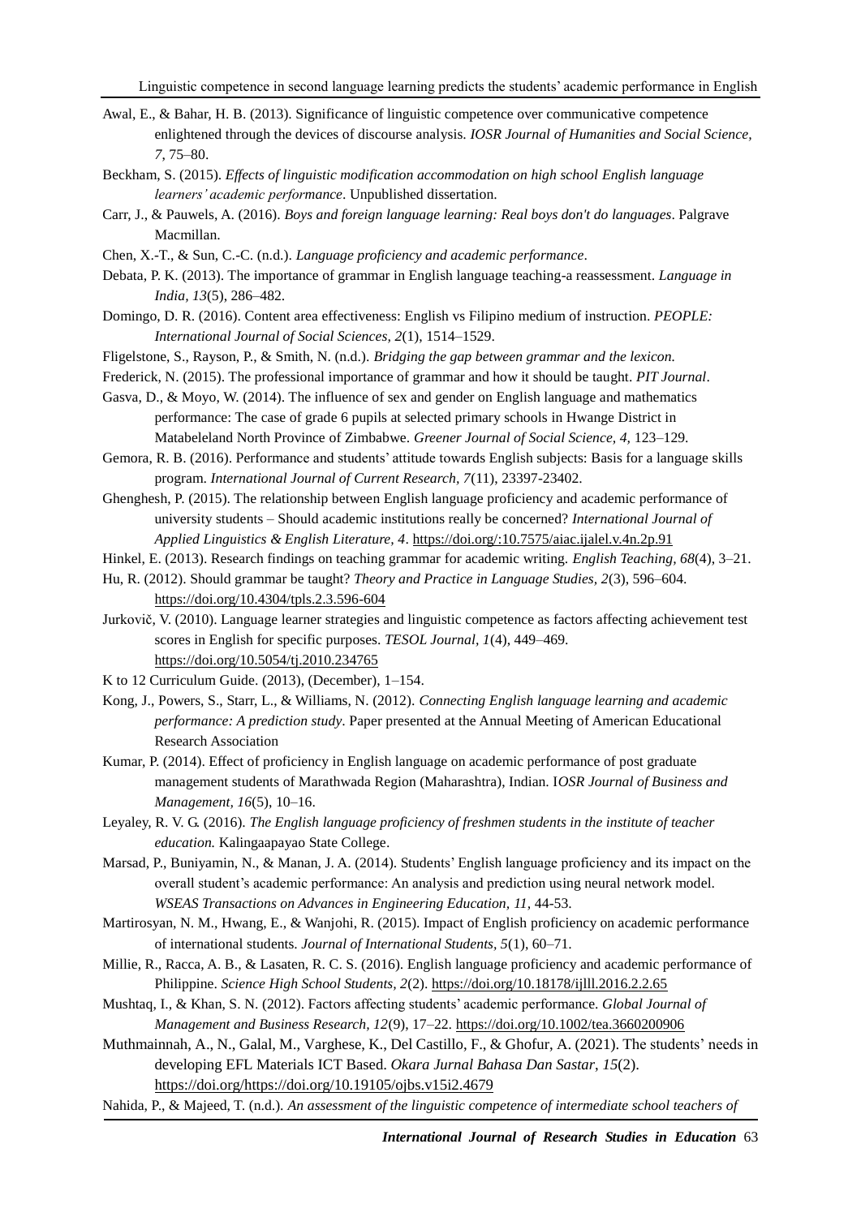Awal, E., & Bahar, H. B. (2013). Significance of linguistic competence over communicative competence enlightened through the devices of discourse analysis. *IOSR Journal of Humanities and Social Science, 7*, 75–80.

Beckham, S. (2015). *Effects of linguistic modification accommodation on high school English language learners' academic performance*. Unpublished dissertation.

Carr, J., & Pauwels, A. (2016). *Boys and foreign language learning: Real boys don't do languages*. Palgrave Macmillan.

Chen, X.-T., & Sun, C.-C. (n.d.). *Language proficiency and academic performance*.

Debata, P. K. (2013). The importance of grammar in English language teaching-a reassessment. *Language in India, 13*(5), 286–482.

Domingo, D. R. (2016). Content area effectiveness: English vs Filipino medium of instruction. *PEOPLE: International Journal of Social Sciences, 2*(1), 1514–1529.

Fligelstone, S., Rayson, P., & Smith, N. (n.d.). *Bridging the gap between grammar and the lexicon.*

Frederick, N. (2015). The professional importance of grammar and how it should be taught. *PIT Journal*.

Gasva, D., & Moyo, W. (2014). The influence of sex and gender on English language and mathematics performance: The case of grade 6 pupils at selected primary schools in Hwange District in Matabeleland North Province of Zimbabwe. *Greener Journal of Social Science, 4*, 123–129.

Gemora, R. B. (2016). Performance and students' attitude towards English subjects: Basis for a language skills program. *International Journal of Current Research, 7*(11), 23397-23402.

Ghenghesh, P. (2015). The relationship between English language proficiency and academic performance of university students – Should academic institutions really be concerned? *International Journal of Applied Linguistics & English Literature, 4*. https://doi.org/:10.7575/aiac.ijalel.v.4n.2p.91

Hinkel, E. (2013). Research findings on teaching grammar for academic writing. *English Teaching, 68*(4), 3–21.

Hu, R. (2012). Should grammar be taught? *Theory and Practice in Language Studies, 2*(3), 596–604. https://doi.org/10.4304/tpls.2.3.596-604

Jurkovič, V. (2010). Language learner strategies and linguistic competence as factors affecting achievement test scores in English for specific purposes. *TESOL Journal, 1*(4), 449–469. https://doi.org/10.5054/tj.2010.234765

K to 12 Curriculum Guide. (2013), (December), 1–154.

Kong, J., Powers, S., Starr, L., & Williams, N. (2012). *Connecting English language learning and academic performance: A prediction study.* Paper presented at the Annual Meeting of American Educational Research Association

Kumar, P. (2014). Effect of proficiency in English language on academic performance of post graduate management students of Marathwada Region (Maharashtra), Indian. I*OSR Journal of Business and Management, 16*(5), 10–16.

Leyaley, R. V. G. (2016). *The English language proficiency of freshmen students in the institute of teacher education.* Kalingaapayao State College.

Marsad, P., Buniyamin, N., & Manan, J. A. (2014). Students' English language proficiency and its impact on the overall student's academic performance: An analysis and prediction using neural network model. *WSEAS Transactions on Advances in Engineering Education, 11*, 44-53.

Martirosyan, N. M., Hwang, E., & Wanjohi, R. (2015). Impact of English proficiency on academic performance of international students. *Journal of International Students, 5*(1), 60–71.

Millie, R., Racca, A. B., & Lasaten, R. C. S. (2016). English language proficiency and academic performance of Philippine. *Science High School Students, 2*(2). https://doi.org/10.18178/ijlll.2016.2.2.65

Mushtaq, I., & Khan, S. N. (2012). Factors affecting students' academic performance. *Global Journal of Management and Business Research, 12*(9), 17–22. https://doi.org/10.1002/tea.3660200906

Muthmainnah, A., N., Galal, M., Varghese, K., Del Castillo, F., & Ghofur, A. (2021). The students' needs in developing EFL Materials ICT Based. *Okara Jurnal Bahasa Dan Sastar, 15*(2). https://doi.org/https://doi.org/10.19105/ojbs.v15i2.4679

Nahida, P., & Majeed, T. (n.d.). *An assessment of the linguistic competence of intermediate school teachers of*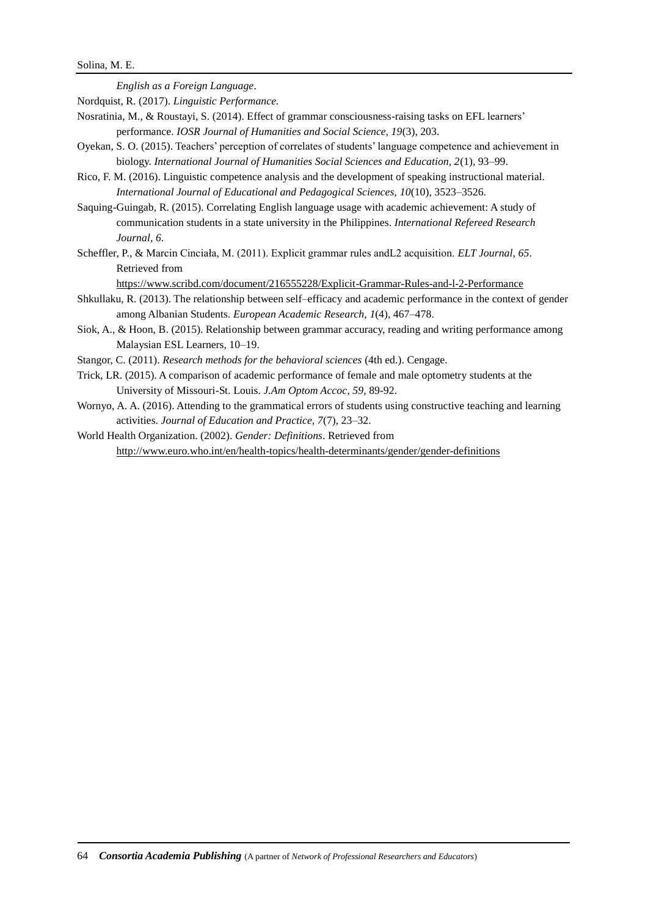*English as a Foreign Language*.

Nordquist, R. (2017). *Linguistic Performance.*

Nosratinia, M., & Roustayi, S. (2014). Effect of grammar consciousness-raising tasks on EFL learners' performance. *IOSR Journal of Humanities and Social Science, 19*(3), 203.

Oyekan, S. O. (2015). Teachers' perception of correlates of students' language competence and achievement in biology. *International Journal of Humanities Social Sciences and Education, 2*(1), 93–99.

Rico, F. M. (2016). Linguistic competence analysis and the development of speaking instructional material. *International Journal of Educational and Pedagogical Sciences, 10*(10), 3523–3526.

Saquing-Guingab, R. (2015). Correlating English language usage with academic achievement: A study of communication students in a state university in the Philippines. *International Refereed Research Journal, 6*.

Scheffler, P., & Marcin Cinciała, M. (2011). Explicit grammar rules andL2 acquisition. *ELT Journal, 65*. Retrieved from https://www.scribd.com/document/216555228/Explicit-Grammar-Rules-and-l-2-Performance

Shkullaku, R. (2013). The relationship between self–efficacy and academic performance in the context of gender among Albanian Students. *European Academic Research, 1*(4), 467–478.

Siok, A., & Hoon, B. (2015). Relationship between grammar accuracy, reading and writing performance among Malaysian ESL Learners, 10–19.

Stangor, C. (2011). *Research methods for the behavioral sciences* (4th ed.). Cengage.

Trick, LR. (2015). A comparison of academic performance of female and male optometry students at the University of Missouri-St. Louis. *J.Am Optom Accoc, 59*, 89-92.

Wornyo, A. A. (2016). Attending to the grammatical errors of students using constructive teaching and learning activities. *Journal of Education and Practice, 7*(7), 23–32.

World Health Organization. (2002). *Gender: Definitions*. Retrieved from http://www.euro.who.int/en/health-topics/health-determinants/gender/gender-definitions